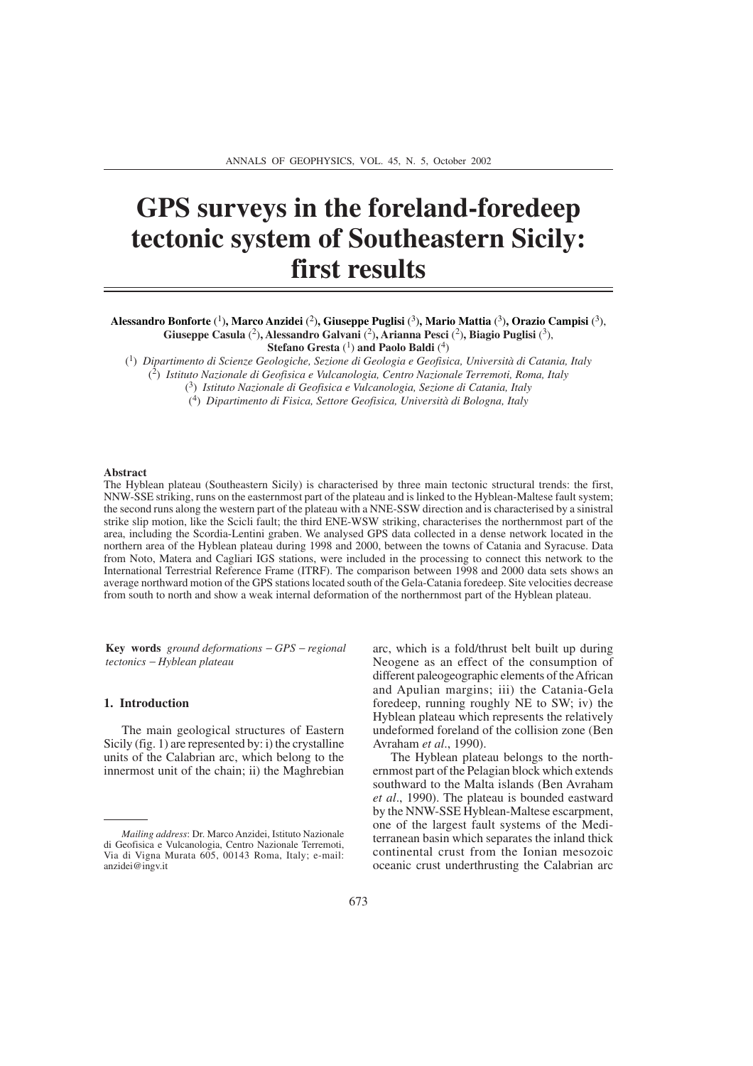# GPS surveys in the foreland-foredeep tectonic system of Southeastern Sicily: first results

**Alessandro Bonforte** ([1]), **Marco Anzidei** ([2]), **Giuseppe Puglisi** ([3]), **Mario Mattia** ([3]), **Orazio Campisi** ([3]), **Giuseppe Casula** ([2]), **Alessandro Galvani** ([2]), **Arianna Pesci** ([2]), **Biagio Puglisi** ([3]), **Stefano Gresta** ([1]) **and Paolo Baldi** ([4])

([1]) *Dipartimento di Scienze Geologiche, Sezione di Geologia e Geofisica, Università di Catania, Italy*
([2]) *Istituto Nazionale di Geofisica e Vulcanologia, Centro Nazionale Terremoti, Roma, Italy*
([3]) *Istituto Nazionale di Geofisica e Vulcanologia, Sezione di Catania, Italy*
([4]) *Dipartimento di Fisica, Settore Geofisica, Università di Bologna, Italy*

#### Abstract

The Hyblean plateau (Southeastern Sicily) is characterised by three main tectonic structural trends: the first, NNW-SSE striking, runs on the easternmost part of the plateau and is linked to the Hyblean-Maltese fault system; the second runs along the western part of the plateau with a NNE-SSW direction and is characterised by a sinistral strike slip motion, like the Scicli fault; the third ENE-WSW striking, characterises the northernmost part of the area, including the Scordia-Lentini graben. We analysed GPS data collected in a dense network located in the northern area of the Hyblean plateau during 1998 and 2000, between the towns of Catania and Syracuse. Data from Noto, Matera and Cagliari IGS stations, were included in the processing to connect this network to the International Terrestrial Reference Frame (ITRF). The comparison between 1998 and 2000 data sets shows an average northward motion of the GPS stations located south of the Gela-Catania foredeep. Site velocities decrease from south to north and show a weak internal deformation of the northernmost part of the Hyblean plateau.

**Key words** *ground deformations – GPS – regional tectonics – Hyblean plateau*

## 1. Introduction

The main geological structures of Eastern Sicily (fig. 1) are represented by: i) the crystalline units of the Calabrian arc, which belong to the innermost unit of the chain; ii) the Maghrebian arc, which is a fold/thrust belt built up during Neogene as an effect of the consumption of different paleogeographic elements of the African and Apulian margins; iii) the Catania-Gela foredeep, running roughly NE to SW; iv) the Hyblean plateau which represents the relatively undeformed foreland of the collision zone (Ben Avraham *et al*., 1990).

The Hyblean plateau belongs to the northernmost part of the Pelagian block which extends southward to the Malta islands (Ben Avraham *et al*., 1990). The plateau is bounded eastward by the NNW-SSE Hyblean-Maltese escarpment, one of the largest fault systems of the Mediterranean basin which separates the inland thick continental crust from the Ionian mesozoic oceanic crust underthrusting the Calabrian arc

*Mailing address*: Dr. Marco Anzidei, Istituto Nazionale di Geofisica e Vulcanologia, Centro Nazionale Terremoti, Via di Vigna Murata 605, 00143 Roma, Italy; e-mail: anzidei@ingv.it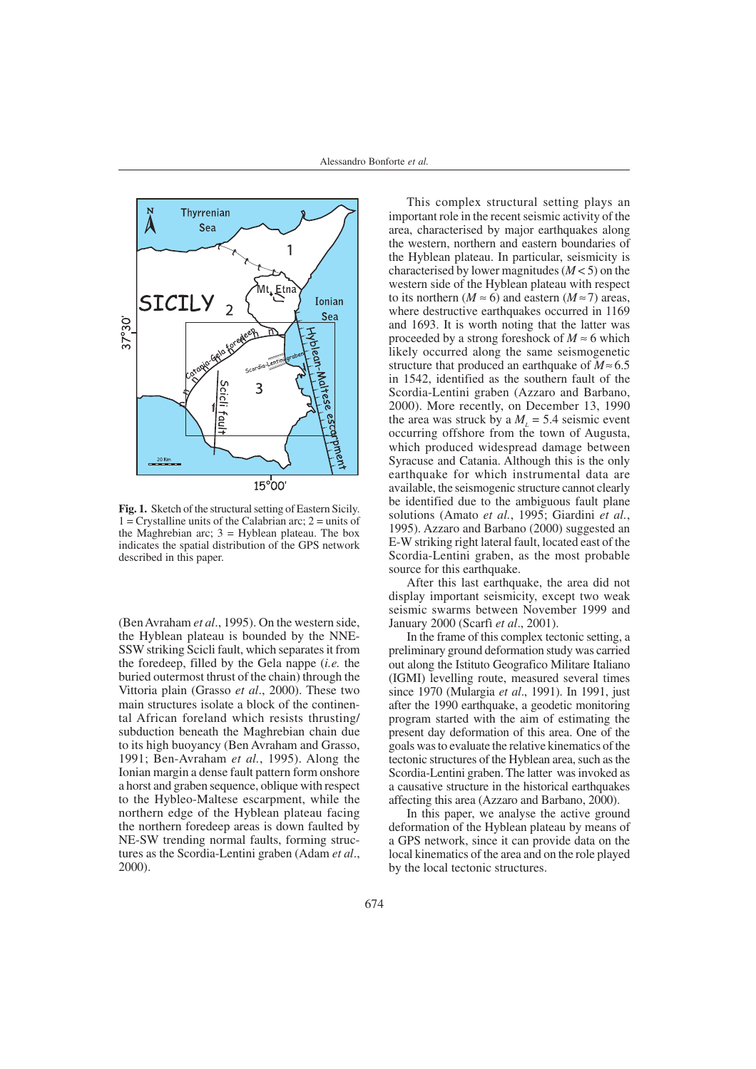**Fig. 1.** Sketch of the structural setting of Eastern Sicily. 1 = Crystalline units of the Calabrian arc; 2 = units of the Maghrebian arc; 3 = Hyblean plateau. The box indicates the spatial distribution of the GPS network described in this paper.

(Ben Avraham *et al*., 1995). On the western side, the Hyblean plateau is bounded by the NNE-SSW striking Scicli fault, which separates it from the foredeep, filled by the Gela nappe (*i.e.* the buried outermost thrust of the chain) through the Vittoria plain (Grasso *et al*., 2000). These two main structures isolate a block of the continental African foreland which resists thrusting/subduction beneath the Maghrebian chain due to its high buoyancy (Ben Avraham and Grasso, 1991; Ben-Avraham *et al.*, 1995). Along the Ionian margin a dense fault pattern form onshore a horst and graben sequence, oblique with respect to the Hybleo-Maltese escarpment, while the northern edge of the Hyblean plateau facing the northern foredeep areas is down faulted by NE-SW trending normal faults, forming structures as the Scordia-Lentini graben (Adam *et al*., 2000).

This complex structural setting plays an important role in the recent seismic activity of the area, characterised by major earthquakes along the western, northern and eastern boundaries of the Hyblean plateau. In particular, seismicity is characterised by lower magnitudes ($M < 5$) on the western side of the Hyblean plateau with respect to its northern ($M \approx 6$) and eastern ($M \approx 7$) areas, where destructive earthquakes occurred in 1169 and 1693. It is worth noting that the latter was proceeded by a strong foreshock of $M \approx 6$ which likely occurred along the same seismogenetic structure that produced an earthquake of $M \approx 6.5$ in 1542, identified as the southern fault of the Scordia-Lentini graben (Azzaro and Barbano, 2000). More recently, on December 13, 1990 the area was struck by a $M_L = 5.4$ seismic event occurring offshore from the town of Augusta, which produced widespread damage between Syracuse and Catania. Although this is the only earthquake for which instrumental data are available, the seismogenic structure cannot clearly be identified due to the ambiguous fault plane solutions (Amato *et al.*, 1995; Giardini *et al.*, 1995). Azzaro and Barbano (2000) suggested an E-W striking right lateral fault, located east of the Scordia-Lentini graben, as the most probable source for this earthquake.

After this last earthquake, the area did not display important seismicity, except two weak seismic swarms between November 1999 and January 2000 (Scarfì *et al*., 2001).

In the frame of this complex tectonic setting, a preliminary ground deformation study was carried out along the Istituto Geografico Militare Italiano (IGMI) levelling route, measured several times since 1970 (Mulargia *et al*., 1991). In 1991, just after the 1990 earthquake, a geodetic monitoring program started with the aim of estimating the present day deformation of this area. One of the goals was to evaluate the relative kinematics of the tectonic structures of the Hyblean area, such as the Scordia-Lentini graben. The latter was invoked as a causative structure in the historical earthquakes affecting this area (Azzaro and Barbano, 2000).

In this paper, we analyse the active ground deformation of the Hyblean plateau by means of a GPS network, since it can provide data on the local kinematics of the area and on the role played by the local tectonic structures.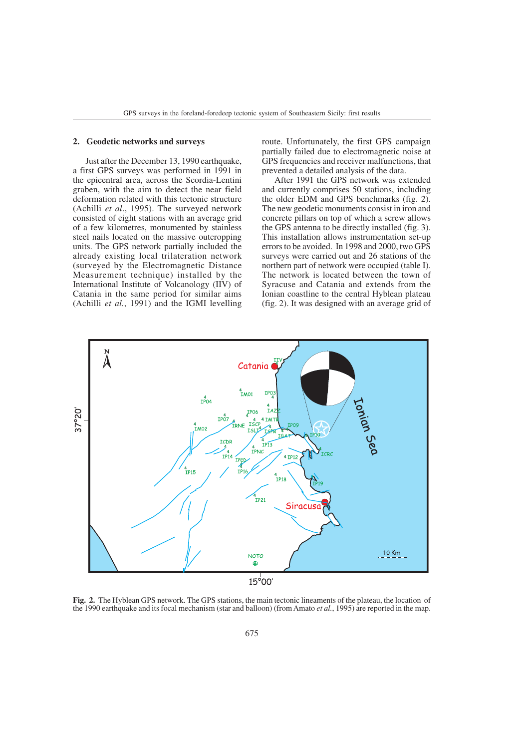## 2. Geodetic networks and surveys

Just after the December 13, 1990 earthquake, a first GPS surveys was performed in 1991 in the epicentral area, across the Scordia-Lentini graben, with the aim to detect the near field deformation related with this tectonic structure (Achilli *et al.*, 1995). The surveyed network consisted of eight stations with an average grid of a few kilometres, monumented by stainless steel nails located on the massive outcropping units. The GPS network partially included the already existing local trilateration network (surveyed by the Electromagnetic Distance Measurement technique) installed by the International Institute of Volcanology (IIV) of Catania in the same period for similar aims (Achilli *et al.*, 1991) and the IGMI levelling route. Unfortunately, the first GPS campaign partially failed due to electromagnetic noise at GPS frequencies and receiver malfunctions, that prevented a detailed analysis of the data.

After 1991 the GPS network was extended and currently comprises 50 stations, including the older EDM and GPS benchmarks (fig. 2). The new geodetic monuments consist in iron and concrete pillars on top of which a screw allows the GPS antenna to be directly installed (fig. 3). This installation allows instrumentation set-up errors to be avoided. In 1998 and 2000, two GPS surveys were carried out and 26 stations of the northern part of network were occupied (table I). The network is located between the town of Syracuse and Catania and extends from the Ionian coastline to the central Hyblean plateau (fig. 2). It was designed with an average grid of

**Fig. 2.** The Hyblean GPS network. The GPS stations, the main tectonic lineaments of the plateau, the location of the 1990 earthquake and its focal mechanism (star and balloon) (from Amato *et al.*, 1995) are reported in the map.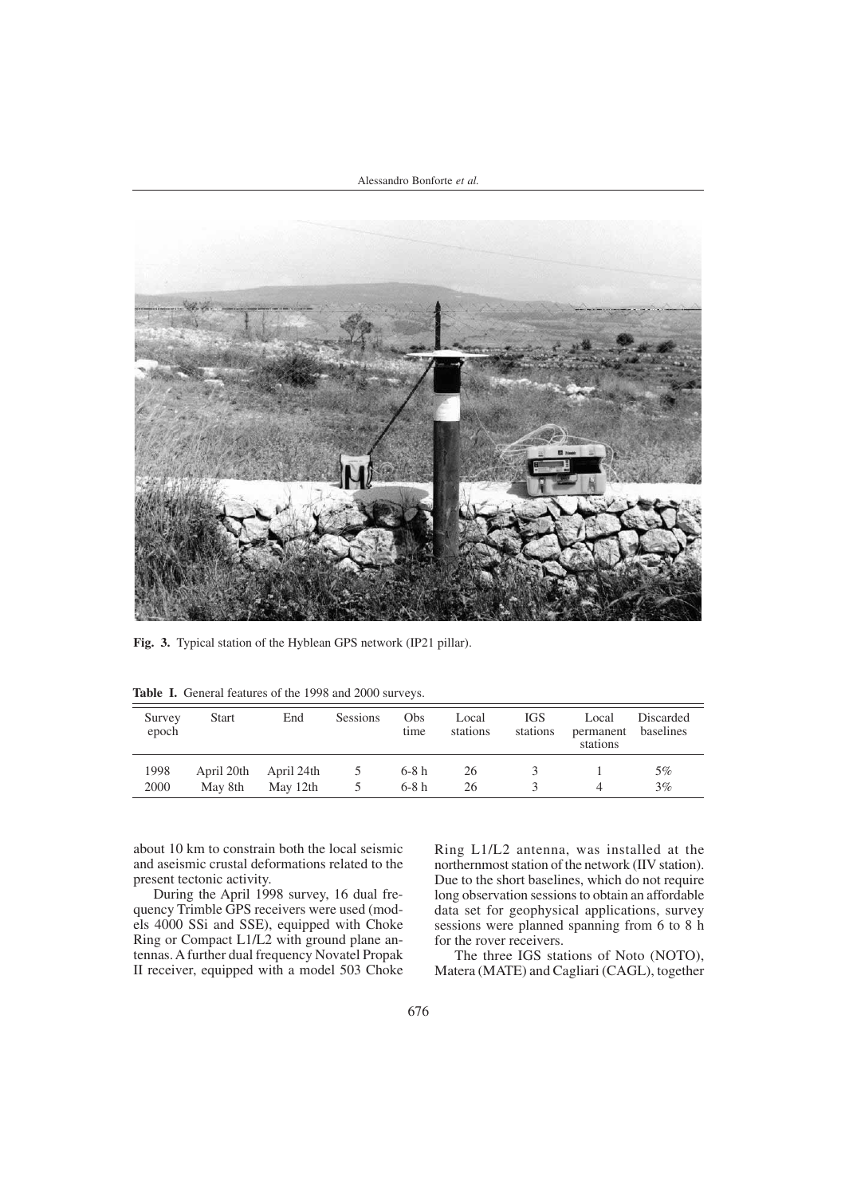Fig. 3. Typical station of the Hyblean GPS network (IP21 pillar).

**Table I.** General features of the 1998 and 2000 surveys.

| Survey epoch | Start | End | Sessions | Obs time | Local stations | IGS stations | Local permanent stations | Discarded baselines |
|---|---|---|---|---|---|---|---|---|
| 1998 | April 20th | April 24th | 5 | 6-8 h | 26 | 3 | 1 | 5% |
| 2000 | May 8th | May 12th | 5 | 6-8 h | 26 | 3 | 4 | 3% |

about 10 km to constrain both the local seismic and aseismic crustal deformations related to the present tectonic activity.

During the April 1998 survey, 16 dual frequency Trimble GPS receivers were used (models 4000 SSi and SSE), equipped with Choke Ring or Compact L1/L2 with ground plane antennas. A further dual frequency Novatel Propak II receiver, equipped with a model 503 Choke Ring L1/L2 antenna, was installed at the northernmost station of the network (IIV station). Due to the short baselines, which do not require long observation sessions to obtain an affordable data set for geophysical applications, survey sessions were planned spanning from 6 to 8 h for the rover receivers.

The three IGS stations of Noto (NOTO), Matera (MATE) and Cagliari (CAGL), together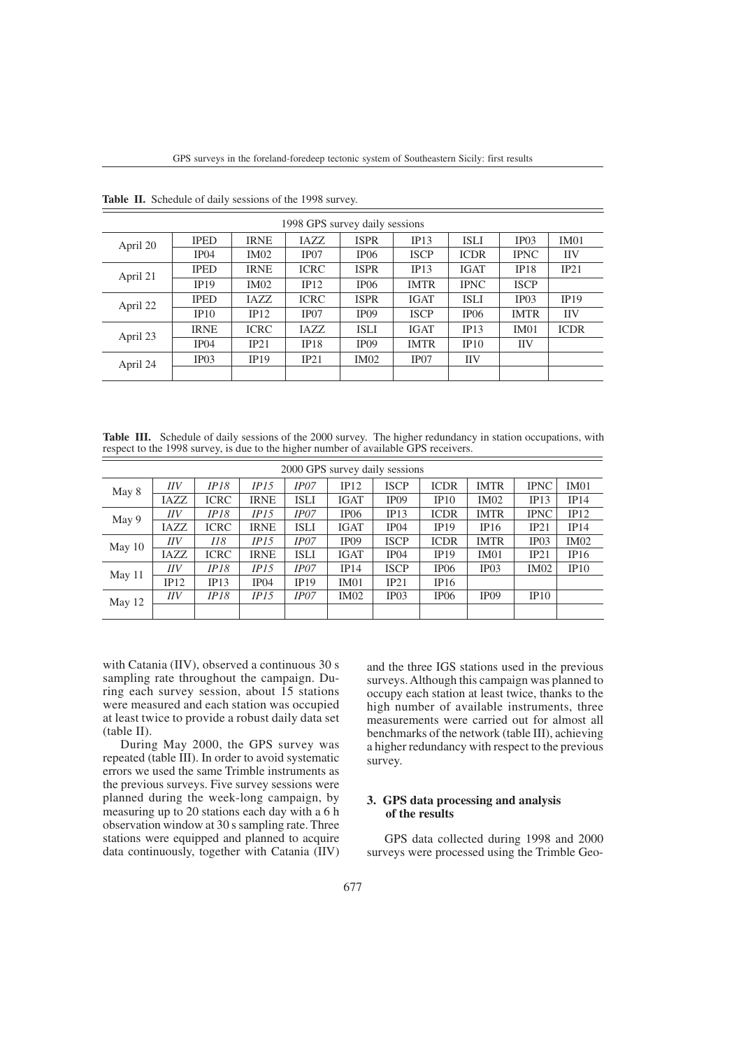**Table II.** Schedule of daily sessions of the 1998 survey.

| 1998 GPS survey daily sessions | | | | | | | | |
|---|---|---|---|---|---|---|---|---|
| April 20 | IPED | IRNE | IAZZ | ISPR | IP13 | ISLI | IP03 | IM01 |
| | IP04 | IM02 | IP07 | IP06 | ISCP | ICDR | IPNC | IIV |
| April 21 | IPED | IRNE | ICRC | ISPR | IP13 | IGAT | IP18 | IP21 |
| | IP19 | IM02 | IP12 | IP06 | IMTR | IPNC | ISCP | |
| April 22 | IPED | IAZZ | ICRC | ISPR | IGAT | ISLI | IP03 | IP19 |
| | IP10 | IP12 | IP07 | IP09 | ISCP | IP06 | IMTR | IIV |
| April 23 | IRNE | ICRC | IAZZ | ISLI | IGAT | IP13 | IM01 | ICDR |
| | IP04 | IP21 | IP18 | IP09 | IMTR | IP10 | IIV | |
| April 24 | IP03 | IP19 | IP21 | IM02 | IP07 | IIV | | |
| | | | | | | | | |

**Table III.** Schedule of daily sessions of the 2000 survey. The higher redundancy in station occupations, with respect to the 1998 survey, is due to the higher number of available GPS receivers.

| 2000 GPS survey daily sessions | | | | | | | | | | |
|---|---|---|---|---|---|---|---|---|---|---|
| May 8 | *IIV* | *IP18* | *IP15* | *IP07* | IP12 | ISCP | ICDR | IMTR | IPNC | IM01 |
| | IAZZ | ICRC | IRNE | ISLI | IGAT | IP09 | IP10 | IM02 | IP13 | IP14 |
| May 9 | *IIV* | *IP18* | *IP15* | *IP07* | IP06 | IP13 | ICDR | IMTR | IPNC | IP12 |
| | IAZZ | ICRC | IRNE | ISLI | IGAT | IP04 | IP19 | IP16 | IP21 | IP14 |
| May 10 | *IIV* | *I18* | *IP15* | *IP07* | IP09 | ISCP | ICDR | IMTR | IP03 | IM02 |
| | IAZZ | ICRC | IRNE | ISLI | IGAT | IP04 | IP19 | IM01 | IP21 | IP16 |
| May 11 | *IIV* | *IP18* | *IP15* | *IP07* | IP14 | ISCP | IP06 | IP03 | IM02 | IP10 |
| | IP12 | IP13 | IP04 | IP19 | IM01 | IP21 | IP16 | | | |
| May 12 | *IIV* | *IP18* | *IP15* | *IP07* | IM02 | IP03 | IP06 | IP09 | IP10 | |
| | | | | | | | | | | |

with Catania (IIV), observed a continuous 30 s sampling rate throughout the campaign. During each survey session, about 15 stations were measured and each station was occupied at least twice to provide a robust daily data set (table II).

During May 2000, the GPS survey was repeated (table III). In order to avoid systematic errors we used the same Trimble instruments as the previous surveys. Five survey sessions were planned during the week-long campaign, by measuring up to 20 stations each day with a 6 h observation window at 30 s sampling rate. Three stations were equipped and planned to acquire data continuously, together with Catania (IIV) and the three IGS stations used in the previous surveys. Although this campaign was planned to occupy each station at least twice, thanks to the high number of available instruments, three measurements were carried out for almost all benchmarks of the network (table III), achieving a higher redundancy with respect to the previous survey.

## 3. GPS data processing and analysis of the results

GPS data collected during 1998 and 2000 surveys were processed using the Trimble Geo-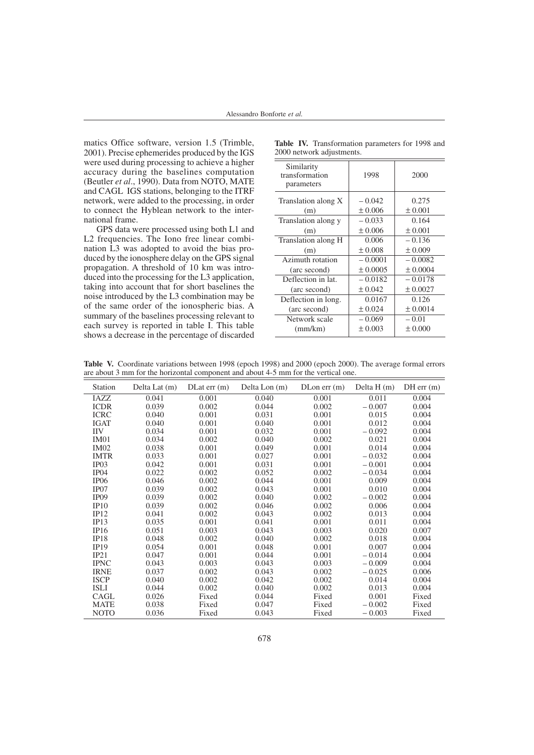matics Office software, version 1.5 (Trimble, 2001). Precise ephemerides produced by the IGS were used during processing to achieve a higher accuracy during the baselines computation (Beutler *et al*., 1990). Data from NOTO, MATE and CAGL IGS stations, belonging to the ITRF network, were added to the processing, in order to connect the Hyblean network to the international frame.

GPS data were processed using both L1 and L2 frequencies. The Iono free linear combination L3 was adopted to avoid the bias produced by the ionosphere delay on the GPS signal propagation. A threshold of 10 km was introduced into the processing for the L3 application, taking into account that for short baselines the noise introduced by the L3 combination may be of the same order of the ionospheric bias. A summary of the baselines processing relevant to each survey is reported in table I. This table shows a decrease in the percentage of discarded

**Table IV.** Transformation parameters for 1998 and 2000 network adjustments.

| Similarity transformation parameters | 1998 | 2000 |
|---|---|---|
| Translation along X (m) | −0.042 ± 0.006 | 0.275 ± 0.001 |
| Translation along y (m) | −0.033 ± 0.006 | 0.164 ± 0.001 |
| Translation along H (m) | 0.006 ± 0.008 | −0.136 ± 0.009 |
| Azimuth rotation (arc second) | −0.0001 ± 0.0005 | −0.0082 ± 0.0004 |
| Deflection in lat. (arc second) | −0.0182 ± 0.042 | −0.0178 ± 0.0027 |
| Deflection in long. (arc second) | 0.0167 ± 0.024 | 0.126 ± 0.0014 |
| Network scale (mm/km) | −0.069 ± 0.003 | −0.01 ± 0.000 |

**Table V.** Coordinate variations between 1998 (epoch 1998) and 2000 (epoch 2000). The average formal errors are about 3 mm for the horizontal component and about 4-5 mm for the vertical one.

| Station | Delta Lat (m) | DLat err (m) | Delta Lon (m) | DLon err (m) | Delta H (m) | DH err (m) |
|---|---|---|---|---|---|---|
| IAZZ | 0.041 | 0.001 | 0.040 | 0.001 | 0.011 | 0.004 |
| ICDR | 0.039 | 0.002 | 0.044 | 0.002 | −0.007 | 0.004 |
| ICRC | 0.040 | 0.001 | 0.031 | 0.001 | 0.015 | 0.004 |
| IGAT | 0.040 | 0.001 | 0.040 | 0.001 | 0.012 | 0.004 |
| IIV | 0.034 | 0.001 | 0.032 | 0.001 | −0.092 | 0.004 |
| IM01 | 0.034 | 0.002 | 0.040 | 0.002 | 0.021 | 0.004 |
| IM02 | 0.038 | 0.001 | 0.049 | 0.001 | 0.014 | 0.004 |
| IMTR | 0.033 | 0.001 | 0.027 | 0.001 | −0.032 | 0.004 |
| IP03 | 0.042 | 0.001 | 0.031 | 0.001 | −0.001 | 0.004 |
| IP04 | 0.022 | 0.002 | 0.052 | 0.002 | −0.034 | 0.004 |
| IP06 | 0.046 | 0.002 | 0.044 | 0.001 | 0.009 | 0.004 |
| IP07 | 0.039 | 0.002 | 0.043 | 0.001 | 0.010 | 0.004 |
| IP09 | 0.039 | 0.002 | 0.040 | 0.002 | −0.002 | 0.004 |
| IP10 | 0.039 | 0.002 | 0.046 | 0.002 | 0.006 | 0.004 |
| IP12 | 0.041 | 0.002 | 0.043 | 0.002 | 0.013 | 0.004 |
| IP13 | 0.035 | 0.001 | 0.041 | 0.001 | 0.011 | 0.004 |
| IP16 | 0.051 | 0.003 | 0.043 | 0.003 | 0.020 | 0.007 |
| IP18 | 0.048 | 0.002 | 0.040 | 0.002 | 0.018 | 0.004 |
| IP19 | 0.054 | 0.001 | 0.048 | 0.001 | 0.007 | 0.004 |
| IP21 | 0.047 | 0.001 | 0.044 | 0.001 | −0.014 | 0.004 |
| IPNC | 0.043 | 0.003 | 0.043 | 0.003 | −0.009 | 0.004 |
| IRNE | 0.037 | 0.002 | 0.043 | 0.002 | −0.025 | 0.006 |
| ISCP | 0.040 | 0.002 | 0.042 | 0.002 | 0.014 | 0.004 |
| ISLI | 0.044 | 0.002 | 0.040 | 0.002 | 0.013 | 0.004 |
| CAGL | 0.026 | Fixed | 0.044 | Fixed | 0.001 | Fixed |
| MATE | 0.038 | Fixed | 0.047 | Fixed | −0.002 | Fixed |
| NOTO | 0.036 | Fixed | 0.043 | Fixed | −0.003 | Fixed |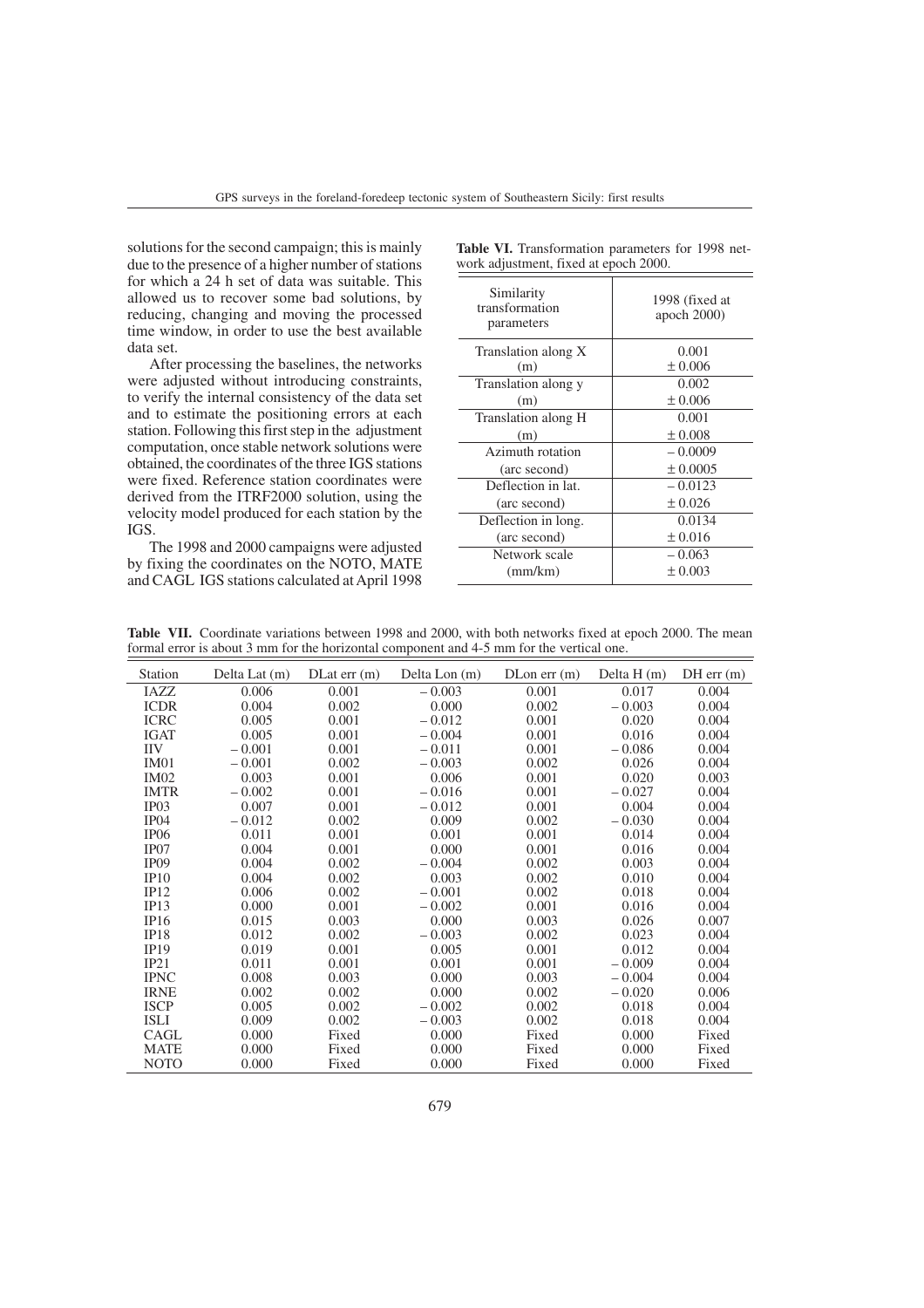solutions for the second campaign; this is mainly due to the presence of a higher number of stations for which a 24 h set of data was suitable. This allowed us to recover some bad solutions, by reducing, changing and moving the processed time window, in order to use the best available data set.

After processing the baselines, the networks were adjusted without introducing constraints, to verify the internal consistency of the data set and to estimate the positioning errors at each station. Following this first step in the adjustment computation, once stable network solutions were obtained, the coordinates of the three IGS stations were fixed. Reference station coordinates were derived from the ITRF2000 solution, using the velocity model produced for each station by the IGS.

The 1998 and 2000 campaigns were adjusted by fixing the coordinates on the NOTO, MATE and CAGL IGS stations calculated at April 1998

**Table VI.** Transformation parameters for 1998 network adjustment, fixed at epoch 2000.

| Similarity transformation parameters | 1998 (fixed at apoch 2000) |
|---|---|
| Translation along X (m) | 0.001 ± 0.006 |
| Translation along y (m) | 0.002 ± 0.006 |
| Translation along H (m) | 0.001 ± 0.008 |
| Azimuth rotation (arc second) | – 0.0009 ± 0.0005 |
| Deflection in lat. (arc second) | – 0.0123 ± 0.026 |
| Deflection in long. (arc second) | 0.0134 ± 0.016 |
| Network scale (mm/km) | – 0.063 ± 0.003 |

**Table VII.** Coordinate variations between 1998 and 2000, with both networks fixed at epoch 2000. The mean formal error is about 3 mm for the horizontal component and 4-5 mm for the vertical one.

| Station | Delta Lat (m) | DLat err (m) | Delta Lon (m) | DLon err (m) | Delta H (m) | DH err (m) |
|---|---|---|---|---|---|---|
| IAZZ | 0.006 | 0.001 | – 0.003 | 0.001 | 0.017 | 0.004 |
| ICDR | 0.004 | 0.002 | 0.000 | 0.002 | – 0.003 | 0.004 |
| ICRC | 0.005 | 0.001 | – 0.012 | 0.001 | 0.020 | 0.004 |
| IGAT | 0.005 | 0.001 | – 0.004 | 0.001 | 0.016 | 0.004 |
| IIV | – 0.001 | 0.001 | – 0.011 | 0.001 | – 0.086 | 0.004 |
| IM01 | – 0.001 | 0.002 | – 0.003 | 0.002 | 0.026 | 0.004 |
| IM02 | 0.003 | 0.001 | 0.006 | 0.001 | 0.020 | 0.003 |
| IMTR | – 0.002 | 0.001 | – 0.016 | 0.001 | – 0.027 | 0.004 |
| IP03 | 0.007 | 0.001 | – 0.012 | 0.001 | 0.004 | 0.004 |
| IP04 | – 0.012 | 0.002 | 0.009 | 0.002 | – 0.030 | 0.004 |
| IP06 | 0.011 | 0.001 | 0.001 | 0.001 | 0.014 | 0.004 |
| IP07 | 0.004 | 0.001 | 0.000 | 0.001 | 0.016 | 0.004 |
| IP09 | 0.004 | 0.002 | – 0.004 | 0.002 | 0.003 | 0.004 |
| IP10 | 0.004 | 0.002 | 0.003 | 0.002 | 0.010 | 0.004 |
| IP12 | 0.006 | 0.002 | – 0.001 | 0.002 | 0.018 | 0.004 |
| IP13 | 0.000 | 0.001 | – 0.002 | 0.001 | 0.016 | 0.004 |
| IP16 | 0.015 | 0.003 | 0.000 | 0.003 | 0.026 | 0.007 |
| IP18 | 0.012 | 0.002 | – 0.003 | 0.002 | 0.023 | 0.004 |
| IP19 | 0.019 | 0.001 | 0.005 | 0.001 | 0.012 | 0.004 |
| IP21 | 0.011 | 0.001 | 0.001 | 0.001 | – 0.009 | 0.004 |
| IPNC | 0.008 | 0.003 | 0.000 | 0.003 | – 0.004 | 0.004 |
| IRNE | 0.002 | 0.002 | 0.000 | 0.002 | – 0.020 | 0.006 |
| ISCP | 0.005 | 0.002 | – 0.002 | 0.002 | 0.018 | 0.004 |
| ISLI | 0.009 | 0.002 | – 0.003 | 0.002 | 0.018 | 0.004 |
| CAGL | 0.000 | Fixed | 0.000 | Fixed | 0.000 | Fixed |
| MATE | 0.000 | Fixed | 0.000 | Fixed | 0.000 | Fixed |
| NOTO | 0.000 | Fixed | 0.000 | Fixed | 0.000 | Fixed |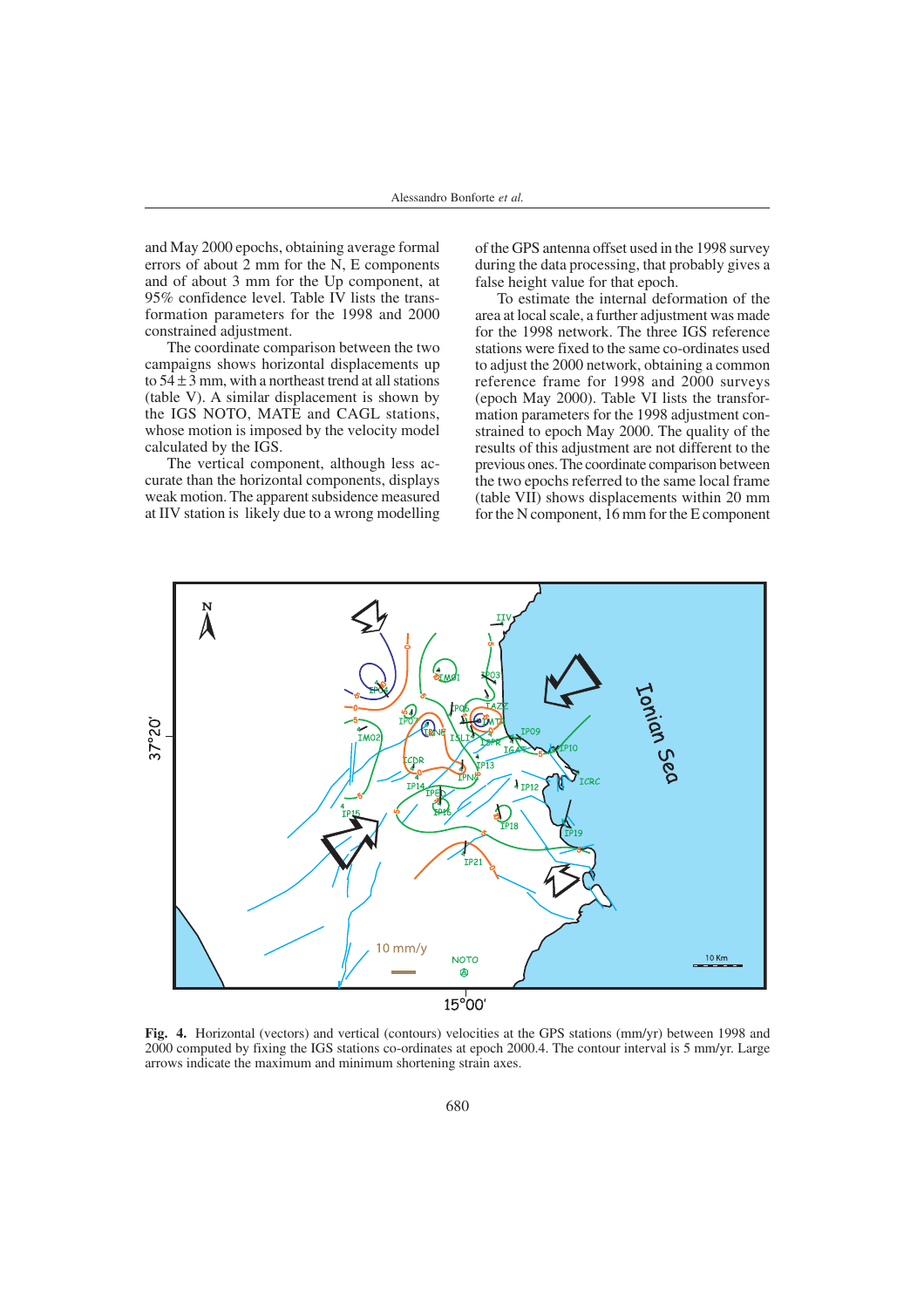and May 2000 epochs, obtaining average formal errors of about 2 mm for the N, E components and of about 3 mm for the Up component, at 95% confidence level. Table IV lists the transformation parameters for the 1998 and 2000 constrained adjustment.

The coordinate comparison between the two campaigns shows horizontal displacements up to $54 \pm 3$ mm, with a northeast trend at all stations (table V). A similar displacement is shown by the IGS NOTO, MATE and CAGL stations, whose motion is imposed by the velocity model calculated by the IGS.

The vertical component, although less accurate than the horizontal components, displays weak motion. The apparent subsidence measured at IIV station is likely due to a wrong modelling of the GPS antenna offset used in the 1998 survey during the data processing, that probably gives a false height value for that epoch.

To estimate the internal deformation of the area at local scale, a further adjustment was made for the 1998 network. The three IGS reference stations were fixed to the same co-ordinates used to adjust the 2000 network, obtaining a common reference frame for 1998 and 2000 surveys (epoch May 2000). Table VI lists the transformation parameters for the 1998 adjustment constrained to epoch May 2000. The quality of the results of this adjustment are not different to the previous ones. The coordinate comparison between the two epochs referred to the same local frame (table VII) shows displacements within 20 mm for the N component, 16 mm for the E component

**Fig. 4.** Horizontal (vectors) and vertical (contours) velocities at the GPS stations (mm/yr) between 1998 and 2000 computed by fixing the IGS stations co-ordinates at epoch 2000.4. The contour interval is 5 mm/yr. Large arrows indicate the maximum and minimum shortening strain axes.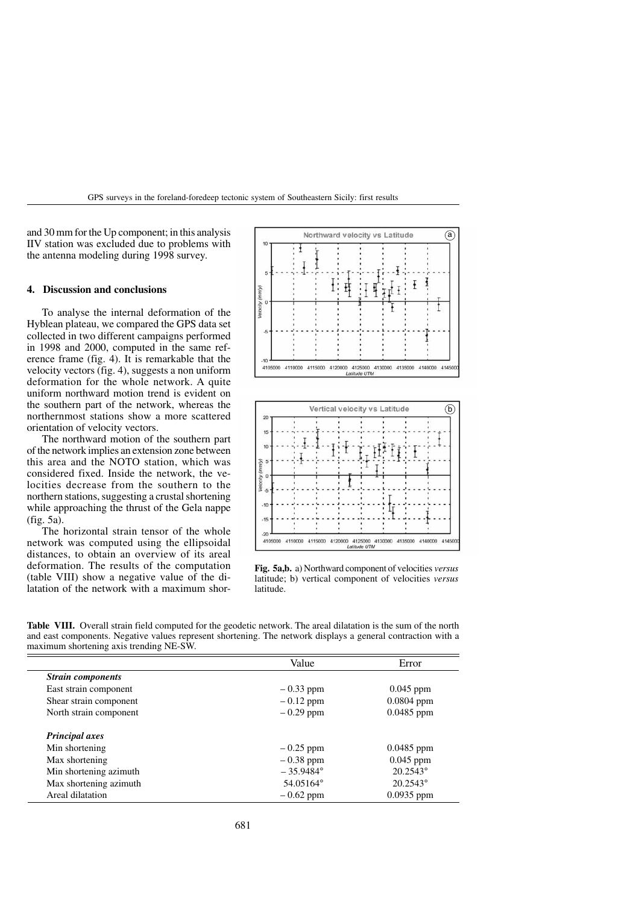and 30 mm for the Up component; in this analysis IIV station was excluded due to problems with the antenna modeling during 1998 survey.

## 4. Discussion and conclusions

To analyse the internal deformation of the Hyblean plateau, we compared the GPS data set collected in two different campaigns performed in 1998 and 2000, computed in the same reference frame (fig. 4). It is remarkable that the velocity vectors (fig. 4), suggests a non uniform deformation for the whole network. A quite uniform northward motion trend is evident on the southern part of the network, whereas the northernmost stations show a more scattered orientation of velocity vectors.

The northward motion of the southern part of the network implies an extension zone between this area and the NOTO station, which was considered fixed. Inside the network, the velocities decrease from the southern to the northern stations, suggesting a crustal shortening while approaching the thrust of the Gela nappe (fig. 5a).

The horizontal strain tensor of the whole network was computed using the ellipsoidal distances, to obtain an overview of its areal deformation. The results of the computation (table VIII) show a negative value of the dilatation of the network with a maximum shor-

**Fig. 5a,b.** a) Northward component of velocities *versus* latitude; b) vertical component of velocities *versus* latitude.

**Table VIII.** Overall strain field computed for the geodetic network. The areal dilatation is the sum of the north and east components. Negative values represent shortening. The network displays a general contraction with a maximum shortening axis trending NE-SW.

| | Value | Error |
|---|---|---|
| ***Strain components*** | | |
| East strain component | – 0.33 ppm | 0.045 ppm |
| Shear strain component | – 0.12 ppm | 0.0804 ppm |
| North strain component | – 0.29 ppm | 0.0485 ppm |
| ***Principal axes*** | | |
| Min shortening | – 0.25 ppm | 0.0485 ppm |
| Max shortening | – 0.38 ppm | 0.045 ppm |
| Min shortening azimuth | – 35.9484° | 20.2543° |
| Max shortening azimuth | 54.05164° | 20.2543° |
| Areal dilatation | – 0.62 ppm | 0.0935 ppm |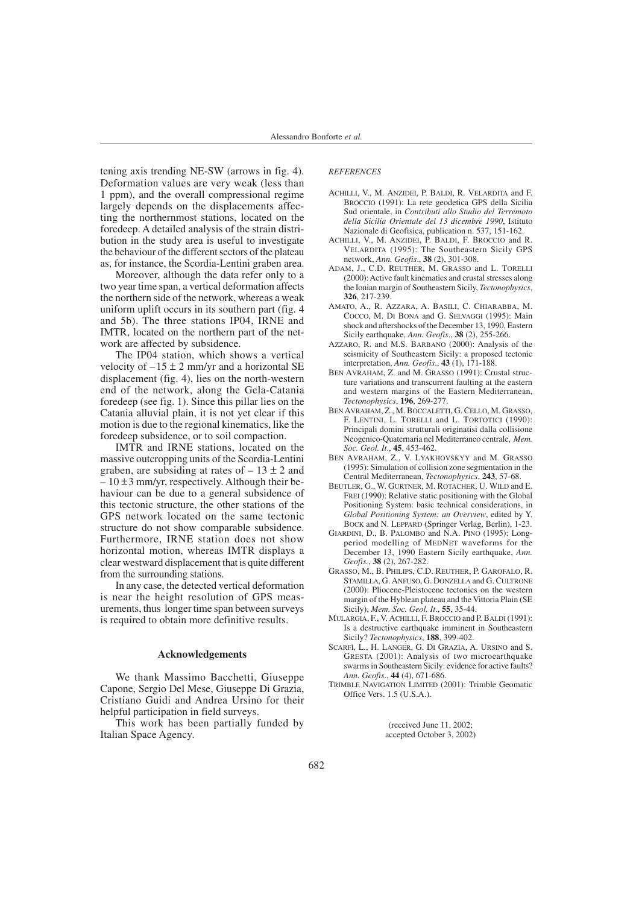tening axis trending NE-SW (arrows in fig. 4). Deformation values are very weak (less than 1 ppm), and the overall compressional regime largely depends on the displacements affecting the northernmost stations, located on the foredeep. A detailed analysis of the strain distribution in the study area is useful to investigate the behaviour of the different sectors of the plateau as, for instance, the Scordia-Lentini graben area.

Moreover, although the data refer only to a two year time span, a vertical deformation affects the northern side of the network, whereas a weak uniform uplift occurs in its southern part (fig. 4 and 5b). The three stations IP04, IRNE and IMTR, located on the northern part of the network are affected by subsidence.

The IP04 station, which shows a vertical velocity of $-15 \pm 2$ mm/yr and a horizontal SE displacement (fig. 4), lies on the north-western end of the network, along the Gela-Catania foredeep (see fig. 1). Since this pillar lies on the Catania alluvial plain, it is not yet clear if this motion is due to the regional kinematics, like the foredeep subsidence, or to soil compaction.

IMTR and IRNE stations, located on the massive outcropping units of the Scordia-Lentini graben, are subsiding at rates of $-13 \pm 2$ and $-10 \pm 3$ mm/yr, respectively. Although their behaviour can be due to a general subsidence of this tectonic structure, the other stations of the GPS network located on the same tectonic structure do not show comparable subsidence. Furthermore, IRNE station does not show horizontal motion, whereas IMTR displays a clear westward displacement that is quite different from the surrounding stations.

In any case, the detected vertical deformation is near the height resolution of GPS measurements, thus longer time span between surveys is required to obtain more definitive results.

## Acknowledgements

We thank Massimo Bacchetti, Giuseppe Capone, Sergio Del Mese, Giuseppe Di Grazia, Cristiano Guidi and Andrea Ursino for their helpful participation in field surveys.

This work has been partially funded by Italian Space Agency.

*REFERENCES*

ACHILLI, V., M. ANZIDEI, P. BALDI, R. VELARDITA and F. BROCCIO (1991): La rete geodetica GPS della Sicilia Sud orientale, in *Contributi allo Studio del Terremoto della Sicilia Orientale del 13 dicembre 1990*, Istituto Nazionale di Geofisica, publication n. 537, 151-162.

ACHILLI, V., M. ANZIDEI, P. BALDI, F. BROCCIO and R. VELARDITA (1995): The Southeastern Sicily GPS network, *Ann. Geofis*., **38** (2), 301-308.

ADAM, J., C.D. REUTHER, M. GRASSO and L. TORELLI (2000): Active fault kinematics and crustal stresses along the Ionian margin of Southeastern Sicily, *Tectonophysics*, **326**, 217-239.

AMATO, A., R. AZZARA, A. BASILI, C. CHIARABBA, M. COCCO, M. DI BONA and G. SELVAGGI (1995): Main shock and aftershocks of the December 13, 1990, Eastern Sicily earthquake, *Ann. Geofis*., **38** (2), 255-266.

AZZARO, R. and M.S. BARBANO (2000): Analysis of the seismicity of Southeastern Sicily: a proposed tectonic interpretation, *Ann. Geofis*., **43** (1), 171-188.

BEN AVRAHAM, Z. and M. GRASSO (1991): Crustal structure variations and transcurrent faulting at the eastern and western margins of the Eastern Mediterranean, *Tectonophysics*, **196**, 269-277.

BEN AVRAHAM, Z., M. BOCCALETTI, G. CELLO, M. GRASSO, F. LENTINI, L. TORELLI and L. TORTOTICI (1990): Principali domini strutturali originatisi dalla collisione Neogenico-Quaternaria nel Mediterraneo centrale, *Mem. Soc. Geol. It*., **45**, 453-462.

BEN AVRAHAM, Z., V. LYAKHOVSKYY and M. GRASSO (1995): Simulation of collision zone segmentation in the Central Mediterranean, *Tectonophysics*, **243**, 57-68.

BEUTLER, G., W. GURTNER, M. ROTACHER, U. WILD and E. FREI (1990): Relative static positioning with the Global Positioning System: basic technical considerations, in *Global Positioning System: an Overview*, edited by Y. BOCK and N. LEPPARD (Springer Verlag, Berlin), 1-23.

GIARDINI, D., B. PALOMBO and N.A. PINO (1995): Long-period modelling of MEDNET waveforms for the December 13, 1990 Eastern Sicily earthquake, *Ann. Geofis.*, **38** (2), 267-282.

GRASSO, M., B. PHILIPS, C.D. REUTHER, P. GAROFALO, R. STAMILLA, G. ANFUSO, G. DONZELLA and G. CULTRONE (2000): Pliocene-Pleistocene tectonics on the western margin of the Hyblean plateau and the Vittoria Plain (SE Sicily), *Mem. Soc. Geol. It*., **55**, 35-44.

MULARGIA, F., V. ACHILLI, F. BROCCIO and P. BALDI (1991): Is a destructive earthquake imminent in Southeastern Sicily? *Tectonophysics*, **188**, 399-402.

SCARFÌ, L., H. LANGER, G. DI GRAZIA, A. URSINO and S. GRESTA (2001): Analysis of two microearthquake swarms in Southeastern Sicily: evidence for active faults? *Ann. Geofis*., **44** (4), 671-686.

TRIMBLE NAVIGATION LIMITED (2001): Trimble Geomatic Office Vers. 1.5 (U.S.A.).

(received June 11, 2002;
accepted October 3, 2002)